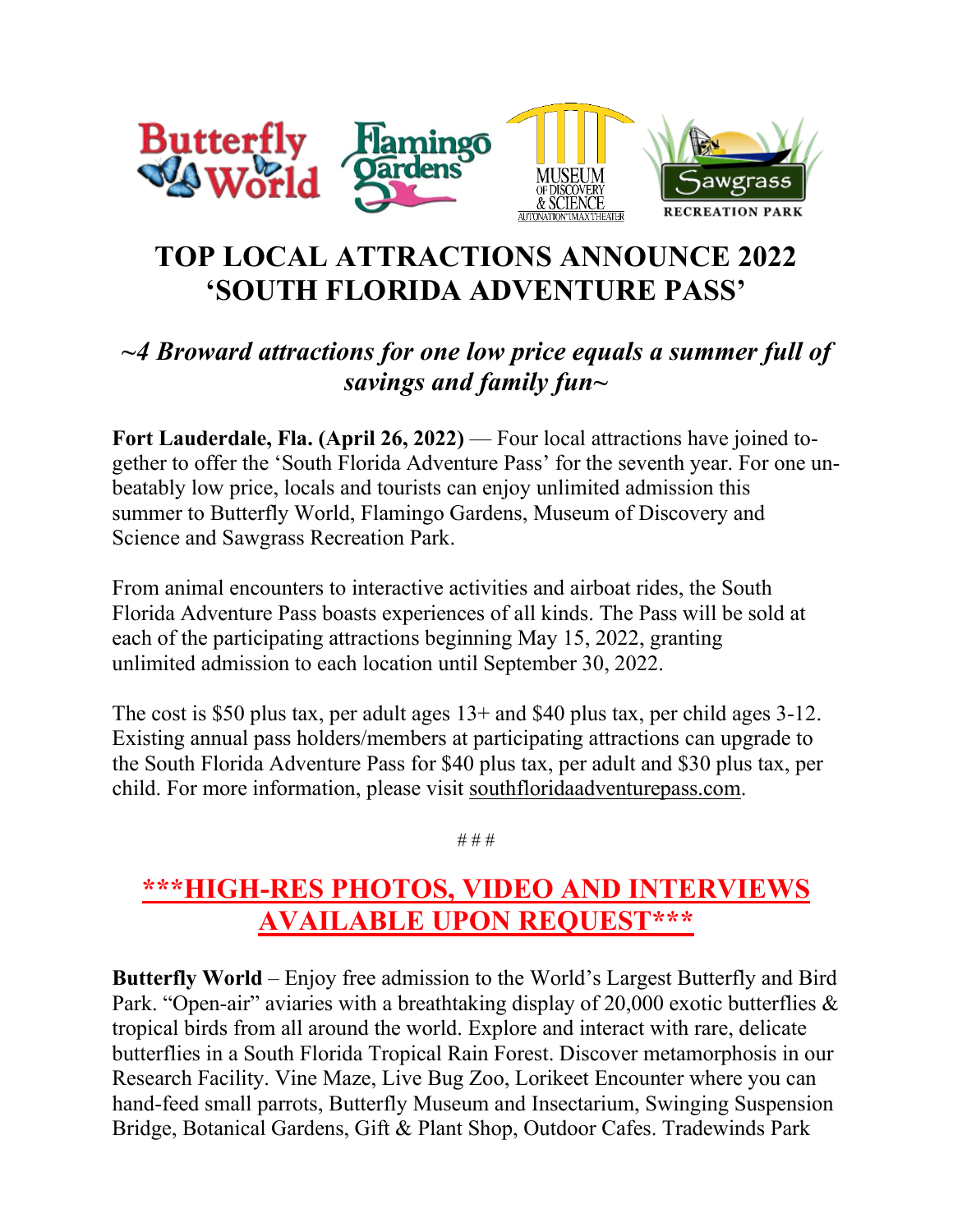# TOP LOCAL ATTRACTIONS ANNOUNCE 2022 'SOUTH FLORIDA ADVENTURE PASS'

## *~4 Broward attractions for one low price equals a summer full of savings and family fun~*

**Fort Lauderdale, Fla. (April 26, 2022)** — Four local attractions have joined together to offer the 'South Florida Adventure Pass' for the seventh year. For one unbeatably low price, locals and tourists can enjoy unlimited admission this summer to Butterfly World, Flamingo Gardens, Museum of Discovery and Science and Sawgrass Recreation Park.

From animal encounters to interactive activities and airboat rides, the South Florida Adventure Pass boasts experiences of all kinds. The Pass will be sold at each of the participating attractions beginning May 15, 2022, granting unlimited admission to each location until September 30, 2022.

The cost is $50 plus tax, per adult ages 13+ and $40 plus tax, per child ages 3-12. Existing annual pass holders/members at participating attractions can upgrade to the South Florida Adventure Pass for $40 plus tax, per adult and $30 plus tax, per child. For more information, please visit southfloridaadventurepass.com.

# # #

## ***HIGH-RES PHOTOS, VIDEO AND INTERVIEWS AVAILABLE UPON REQUEST***

**Butterfly World** – Enjoy free admission to the World's Largest Butterfly and Bird Park. "Open-air" aviaries with a breathtaking display of 20,000 exotic butterflies & tropical birds from all around the world. Explore and interact with rare, delicate butterflies in a South Florida Tropical Rain Forest. Discover metamorphosis in our Research Facility. Vine Maze, Live Bug Zoo, Lorikeet Encounter where you can hand-feed small parrots, Butterfly Museum and Insectarium, Swinging Suspension Bridge, Botanical Gardens, Gift & Plant Shop, Outdoor Cafes. Tradewinds Park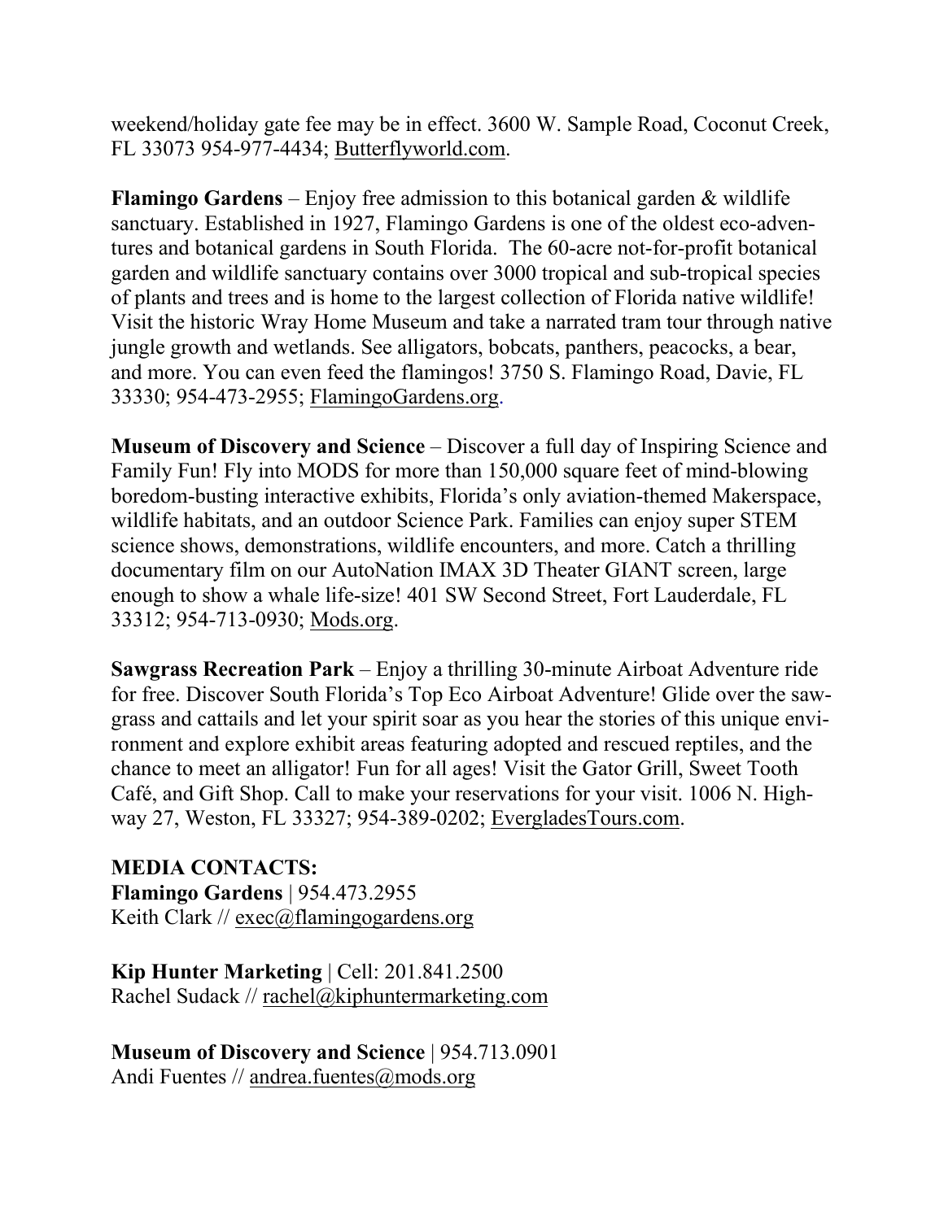weekend/holiday gate fee may be in effect. 3600 W. Sample Road, Coconut Creek, FL 33073 954-977-4434; Butterflyworld.com.

**Flamingo Gardens** – Enjoy free admission to this botanical garden & wildlife sanctuary. Established in 1927, Flamingo Gardens is one of the oldest eco-adventures and botanical gardens in South Florida. The 60-acre not-for-profit botanical garden and wildlife sanctuary contains over 3000 tropical and sub-tropical species of plants and trees and is home to the largest collection of Florida native wildlife! Visit the historic Wray Home Museum and take a narrated tram tour through native jungle growth and wetlands. See alligators, bobcats, panthers, peacocks, a bear, and more. You can even feed the flamingos! 3750 S. Flamingo Road, Davie, FL 33330; 954-473-2955; FlamingoGardens.org.

**Museum of Discovery and Science** – Discover a full day of Inspiring Science and Family Fun! Fly into MODS for more than 150,000 square feet of mind-blowing boredom-busting interactive exhibits, Florida's only aviation-themed Makerspace, wildlife habitats, and an outdoor Science Park. Families can enjoy super STEM science shows, demonstrations, wildlife encounters, and more. Catch a thrilling documentary film on our AutoNation IMAX 3D Theater GIANT screen, large enough to show a whale life-size! 401 SW Second Street, Fort Lauderdale, FL 33312; 954-713-0930; Mods.org.

**Sawgrass Recreation Park** – Enjoy a thrilling 30-minute Airboat Adventure ride for free. Discover South Florida's Top Eco Airboat Adventure! Glide over the sawgrass and cattails and let your spirit soar as you hear the stories of this unique environment and explore exhibit areas featuring adopted and rescued reptiles, and the chance to meet an alligator! Fun for all ages! Visit the Gator Grill, Sweet Tooth Café, and Gift Shop. Call to make your reservations for your visit. 1006 N. Highway 27, Weston, FL 33327; 954-389-0202; EvergladesTours.com.

**MEDIA CONTACTS:**
**Flamingo Gardens** | 954.473.2955
Keith Clark // exec@flamingogardens.org

**Kip Hunter Marketing** | Cell: 201.841.2500
Rachel Sudack // rachel@kiphuntermarketing.com

**Museum of Discovery and Science** | 954.713.0901
Andi Fuentes // andrea.fuentes@mods.org